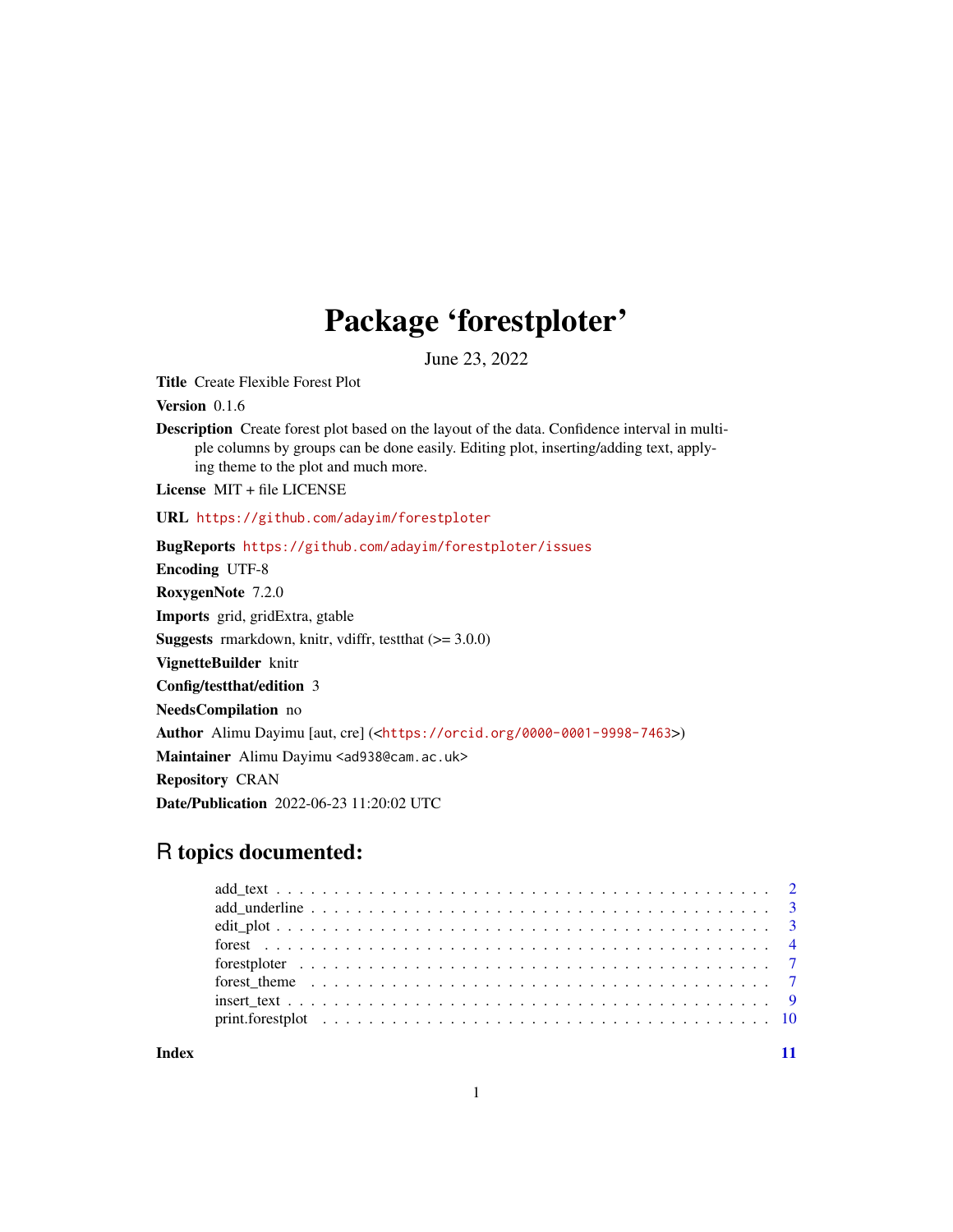# Package 'forestploter'

June 23, 2022

**Title** Create Flexible Forest Plot

**Version** 0.1.6

**Description** Create forest plot based on the layout of the data. Confidence interval in multiple columns by groups can be done easily. Editing plot, inserting/adding text, applying theme to the plot and much more.

**License** MIT + file LICENSE

**URL** https://github.com/adayim/forestploter

**BugReports** https://github.com/adayim/forestploter/issues

**Encoding** UTF-8

**RoxygenNote** 7.2.0

**Imports** grid, gridExtra, gtable

**Suggests** rmarkdown, knitr, vdiffr, testthat (>= 3.0.0)

**VignetteBuilder** knitr

**Config/testthat/edition** 3

**NeedsCompilation** no

**Author** Alimu Dayimu [aut, cre] (<https://orcid.org/0000-0001-9998-7463>)

**Maintainer** Alimu Dayimu <ad938@cam.ac.uk>

**Repository** CRAN

**Date/Publication** 2022-06-23 11:20:02 UTC

## R topics documented:

add_text . . . . . . . . . . . . . . . . . . . . . . . . . . . . . . . . . . . . . . . . . . 2
add_underline . . . . . . . . . . . . . . . . . . . . . . . . . . . . . . . . . . . . . . . 3
edit_plot . . . . . . . . . . . . . . . . . . . . . . . . . . . . . . . . . . . . . . . . . . 3
forest . . . . . . . . . . . . . . . . . . . . . . . . . . . . . . . . . . . . . . . . . . . . 4
forestploter . . . . . . . . . . . . . . . . . . . . . . . . . . . . . . . . . . . . . . . . 7
forest_theme . . . . . . . . . . . . . . . . . . . . . . . . . . . . . . . . . . . . . . . 7
insert_text . . . . . . . . . . . . . . . . . . . . . . . . . . . . . . . . . . . . . . . . 9
print.forestplot . . . . . . . . . . . . . . . . . . . . . . . . . . . . . . . . . . . . . 10

**Index** **11**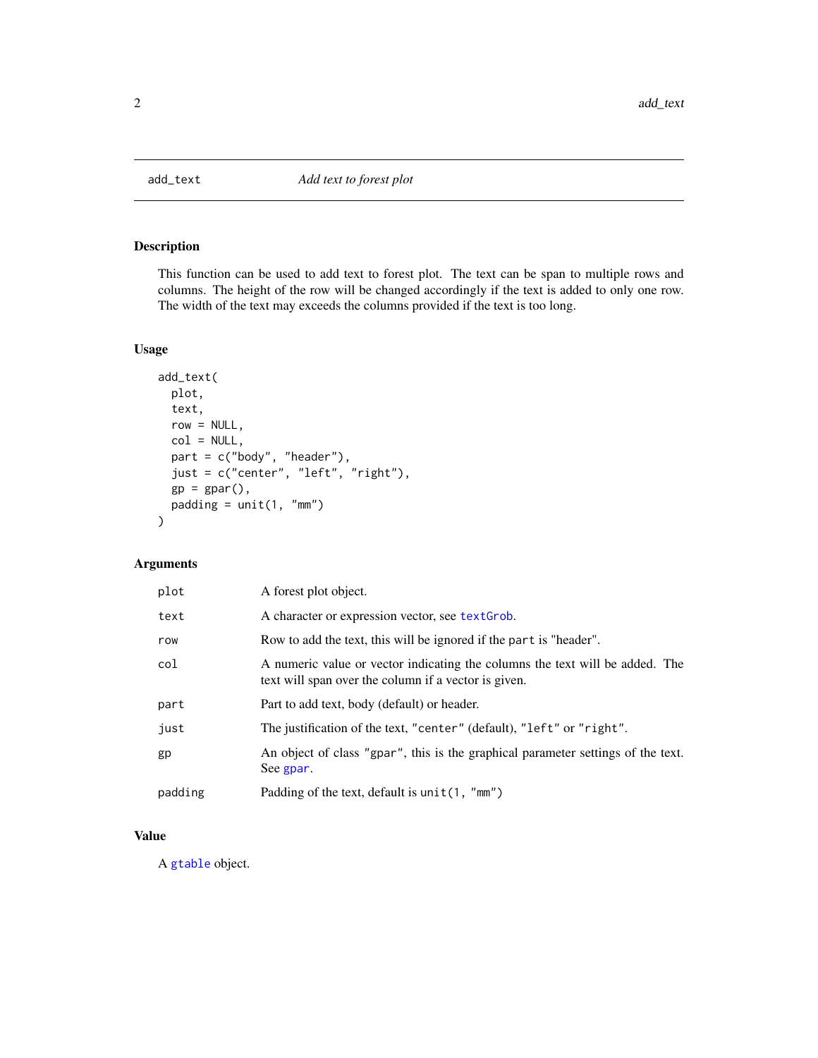## add_text — *Add text to forest plot*

### Description

This function can be used to add text to forest plot. The text can be span to multiple rows and columns. The height of the row will be changed accordingly if the text is added to only one row. The width of the text may exceeds the columns provided if the text is too long.

### Usage

```
add_text(
  plot,
  text,
  row = NULL,
  col = NULL,
  part = c("body", "header"),
  just = c("center", "left", "right"),
  gp = gpar(),
  padding = unit(1, "mm")
)
```

### Arguments

| | |
|---|---|
| `plot` | A forest plot object. |
| `text` | A character or expression vector, see `textGrob`. |
| `row` | Row to add the text, this will be ignored if the `part` is "header". |
| `col` | A numeric value or vector indicating the columns the text will be added. The text will span over the column if a vector is given. |
| `part` | Part to add text, body (default) or header. |
| `just` | The justification of the text, `"center"` (default), `"left"` or `"right"`. |
| `gp` | An object of class `"gpar"`, this is the graphical parameter settings of the text. See `gpar`. |
| `padding` | Padding of the text, default is `unit(1, "mm")` |

### Value

A `gtable` object.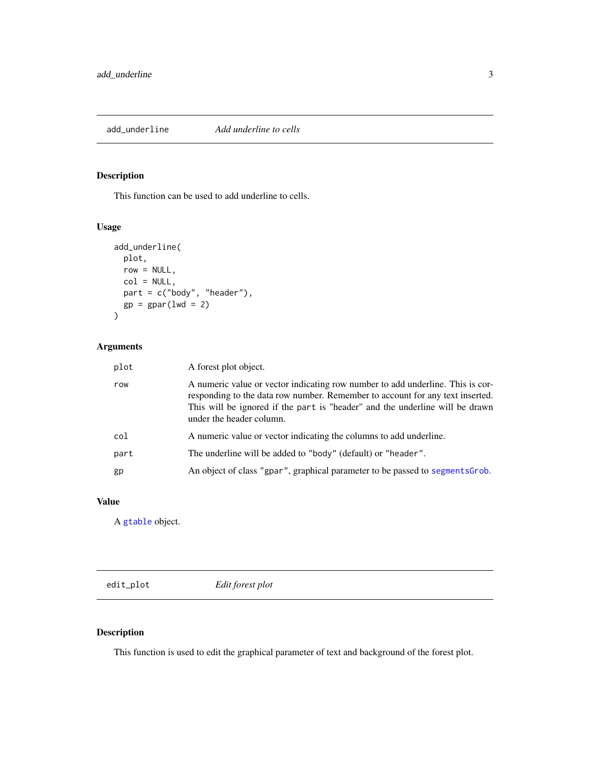## add_underline — *Add underline to cells*

### Description

This function can be used to add underline to cells.

### Usage

```
add_underline(
  plot,
  row = NULL,
  col = NULL,
  part = c("body", "header"),
  gp = gpar(lwd = 2)
)
```

### Arguments

| Argument | Description |
|---|---|
| `plot` | A forest plot object. |
| `row` | A numeric value or vector indicating row number to add underline. This is corresponding to the data row number. Remember to account for any text inserted. This will be ignored if the `part` is "header" and the underline will be drawn under the header column. |
| `col` | A numeric value or vector indicating the columns to add underline. |
| `part` | The underline will be added to `"body"` (default) or `"header"`. |
| `gp` | An object of class `"gpar"`, graphical parameter to be passed to `segmentsGrob`. |

### Value

A `gtable` object.

## edit_plot — *Edit forest plot*

### Description

This function is used to edit the graphical parameter of text and background of the forest plot.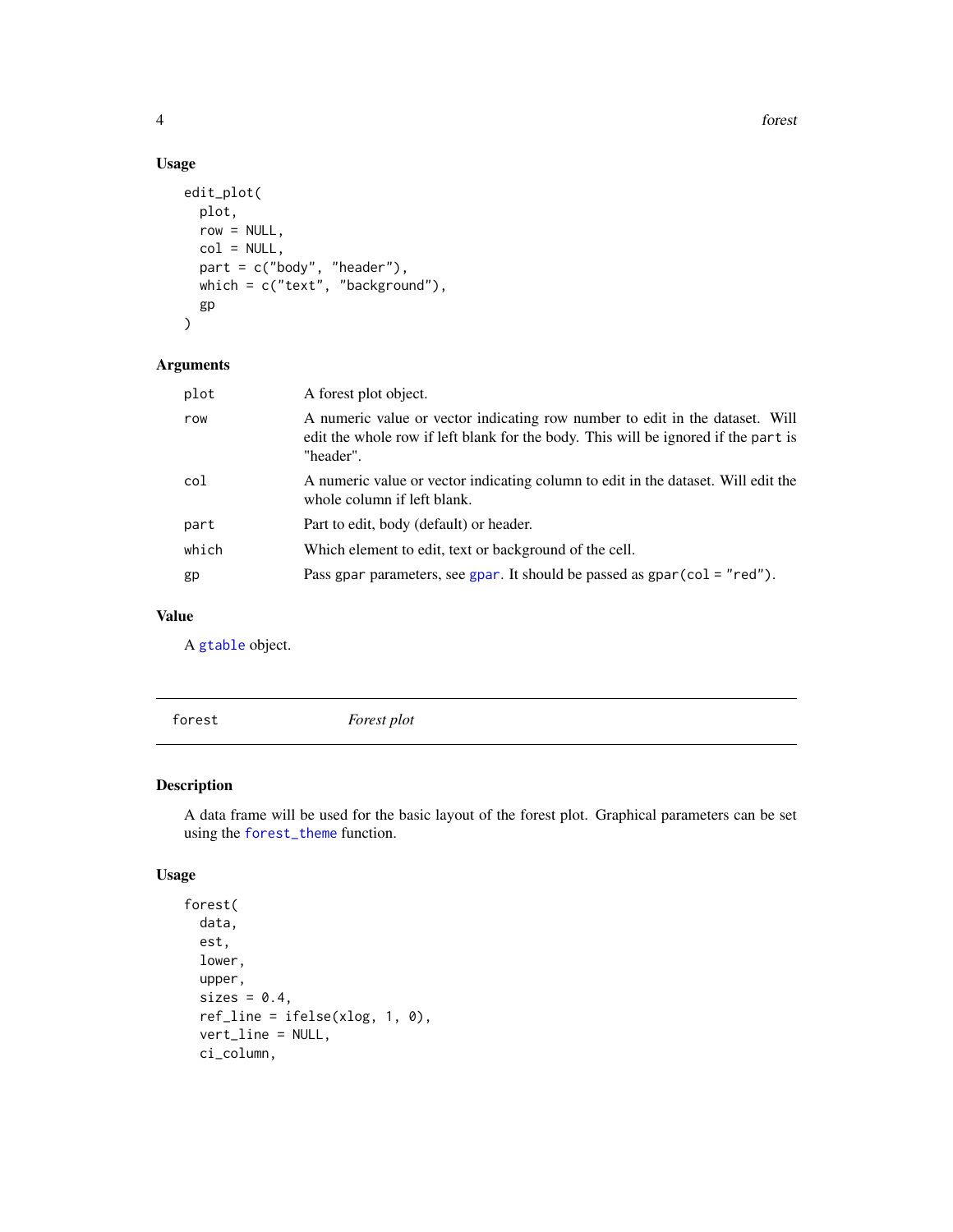### Usage

```
edit_plot(
  plot,
  row = NULL,
  col = NULL,
  part = c("body", "header"),
  which = c("text", "background"),
  gp
)
```

### Arguments

| | |
|---|---|
| `plot` | A forest plot object. |
| `row` | A numeric value or vector indicating row number to edit in the dataset. Will edit the whole row if left blank for the body. This will be ignored if the `part` is "header". |
| `col` | A numeric value or vector indicating column to edit in the dataset. Will edit the whole column if left blank. |
| `part` | Part to edit, body (default) or header. |
| `which` | Which element to edit, text or background of the cell. |
| `gp` | Pass `gpar` parameters, see `gpar`. It should be passed as `gpar(col = "red")`. |

### Value

A `gtable` object.

---

## forest    *Forest plot*

---

### Description

A data frame will be used for the basic layout of the forest plot. Graphical parameters can be set using the `forest_theme` function.

### Usage

```
forest(
  data,
  est,
  lower,
  upper,
  sizes = 0.4,
  ref_line = ifelse(xlog, 1, 0),
  vert_line = NULL,
  ci_column,
```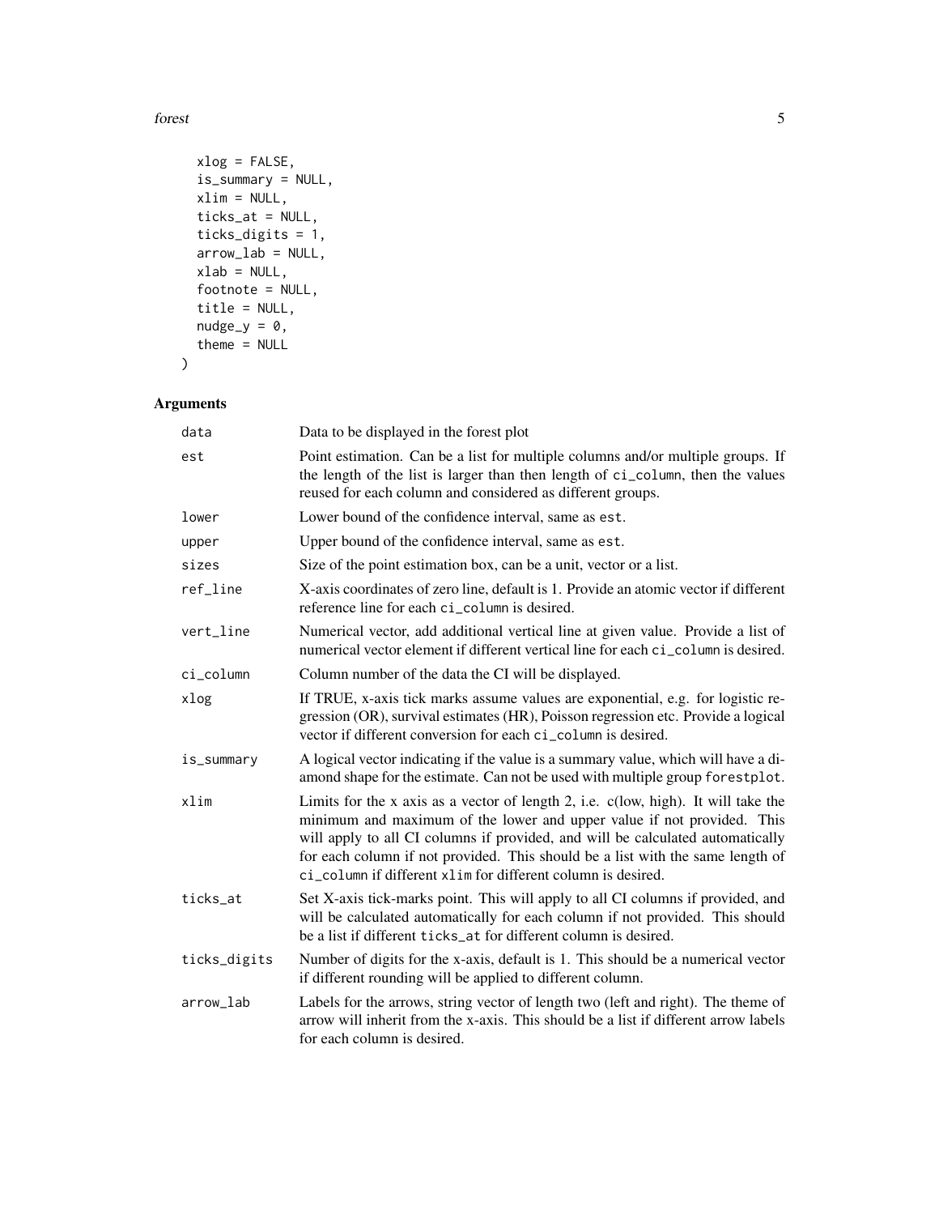```
  xlog = FALSE,
  is_summary = NULL,
  xlim = NULL,
  ticks_at = NULL,
  ticks_digits = 1,
  arrow_lab = NULL,
  xlab = NULL,
  footnote = NULL,
  title = NULL,
  nudge_y = 0,
  theme = NULL
)
```

## Arguments

| | |
|---|---|
| data | Data to be displayed in the forest plot |
| est | Point estimation. Can be a list for multiple columns and/or multiple groups. If the length of the list is larger than then length of ci_column, then the values reused for each column and considered as different groups. |
| lower | Lower bound of the confidence interval, same as est. |
| upper | Upper bound of the confidence interval, same as est. |
| sizes | Size of the point estimation box, can be a unit, vector or a list. |
| ref_line | X-axis coordinates of zero line, default is 1. Provide an atomic vector if different reference line for each ci_column is desired. |
| vert_line | Numerical vector, add additional vertical line at given value. Provide a list of numerical vector element if different vertical line for each ci_column is desired. |
| ci_column | Column number of the data the CI will be displayed. |
| xlog | If TRUE, x-axis tick marks assume values are exponential, e.g. for logistic regression (OR), survival estimates (HR), Poisson regression etc. Provide a logical vector if different conversion for each ci_column is desired. |
| is_summary | A logical vector indicating if the value is a summary value, which will have a diamond shape for the estimate. Can not be used with multiple group forestplot. |
| xlim | Limits for the x axis as a vector of length 2, i.e. c(low, high). It will take the minimum and maximum of the lower and upper value if not provided. This will apply to all CI columns if provided, and will be calculated automatically for each column if not provided. This should be a list with the same length of ci_column if different xlim for different column is desired. |
| ticks_at | Set X-axis tick-marks point. This will apply to all CI columns if provided, and will be calculated automatically for each column if not provided. This should be a list if different ticks_at for different column is desired. |
| ticks_digits | Number of digits for the x-axis, default is 1. This should be a numerical vector if different rounding will be applied to different column. |
| arrow_lab | Labels for the arrows, string vector of length two (left and right). The theme of arrow will inherit from the x-axis. This should be a list if different arrow labels for each column is desired. |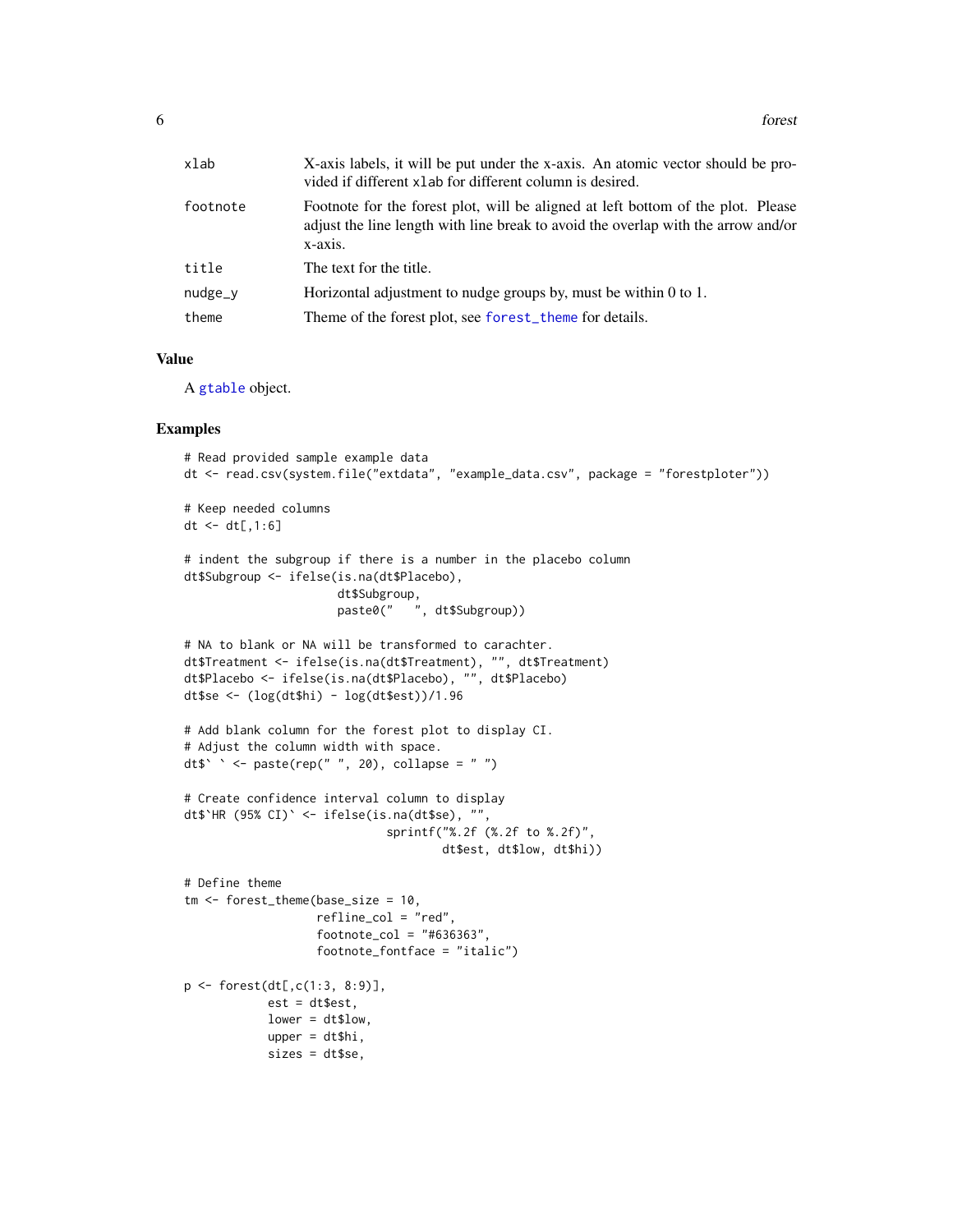| | |
|---|---|
| xlab | X-axis labels, it will be put under the x-axis. An atomic vector should be provided if different xlab for different column is desired. |
| footnote | Footnote for the forest plot, will be aligned at left bottom of the plot. Please adjust the line length with line break to avoid the overlap with the arrow and/or x-axis. |
| title | The text for the title. |
| nudge_y | Horizontal adjustment to nudge groups by, must be within 0 to 1. |
| theme | Theme of the forest plot, see forest_theme for details. |

## Value

A gtable object.

## Examples

```
# Read provided sample example data
dt <- read.csv(system.file("extdata", "example_data.csv", package = "forestploter"))

# Keep needed columns
dt <- dt[,1:6]

# indent the subgroup if there is a number in the placebo column
dt$Subgroup <- ifelse(is.na(dt$Placebo),
                      dt$Subgroup,
                      paste0("   ", dt$Subgroup))

# NA to blank or NA will be transformed to carachter.
dt$Treatment <- ifelse(is.na(dt$Treatment), "", dt$Treatment)
dt$Placebo <- ifelse(is.na(dt$Placebo), "", dt$Placebo)
dt$se <- (log(dt$hi) - log(dt$est))/1.96

# Add blank column for the forest plot to display CI.
# Adjust the column width with space.
dt$` ` <- paste(rep(" ", 20), collapse = " ")

# Create confidence interval column to display
dt$`HR (95% CI)` <- ifelse(is.na(dt$se), "",
                             sprintf("%.2f (%.2f to %.2f)",
                                     dt$est, dt$low, dt$hi))

# Define theme
tm <- forest_theme(base_size = 10,
                   refline_col = "red",
                   footnote_col = "#636363",
                   footnote_fontface = "italic")

p <- forest(dt[,c(1:3, 8:9)],
            est = dt$est,
            lower = dt$low,
            upper = dt$hi,
            sizes = dt$se,
```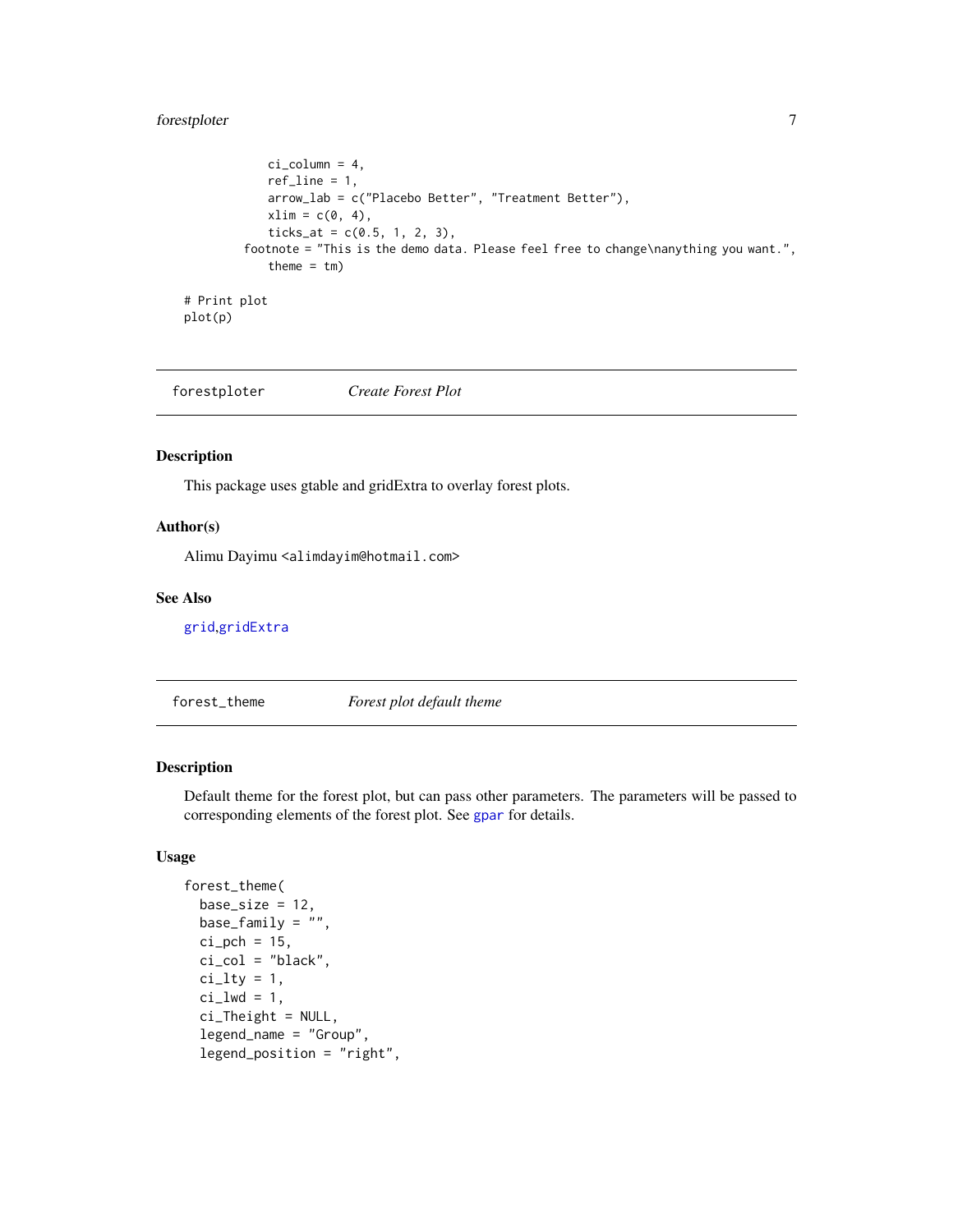```
            ci_column = 4,
            ref_line = 1,
            arrow_lab = c("Placebo Better", "Treatment Better"),
            xlim = c(0, 4),
            ticks_at = c(0.5, 1, 2, 3),
        footnote = "This is the demo data. Please feel free to change\nanything you want.",
            theme = tm)

# Print plot
plot(p)
```

---

## forestploter *Create Forest Plot*

---

### Description

This package uses gtable and gridExtra to overlay forest plots.

### Author(s)

Alimu Dayimu <alimdayim@hotmail.com>

### See Also

grid,gridExtra

---

## forest_theme *Forest plot default theme*

---

### Description

Default theme for the forest plot, but can pass other parameters. The parameters will be passed to corresponding elements of the forest plot. See gpar for details.

### Usage

```
forest_theme(
  base_size = 12,
  base_family = "",
  ci_pch = 15,
  ci_col = "black",
  ci_lty = 1,
  ci_lwd = 1,
  ci_Theight = NULL,
  legend_name = "Group",
  legend_position = "right",
```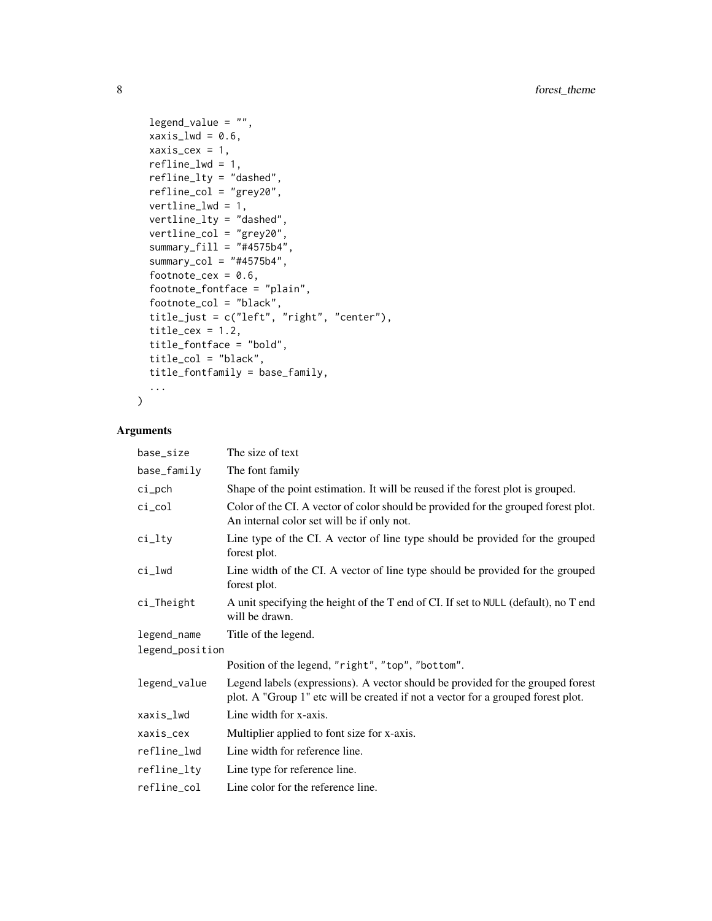```
  legend_value = "",
  xaxis_lwd = 0.6,
  xaxis_cex = 1,
  refline_lwd = 1,
  refline_lty = "dashed",
  refline_col = "grey20",
  vertline_lwd = 1,
  vertline_lty = "dashed",
  vertline_col = "grey20",
  summary_fill = "#4575b4",
  summary_col = "#4575b4",
  footnote_cex = 0.6,
  footnote_fontface = "plain",
  footnote_col = "black",
  title_just = c("left", "right", "center"),
  title_cex = 1.2,
  title_fontface = "bold",
  title_col = "black",
  title_fontfamily = base_family,
  ...
)
```

## Arguments

| | |
|---|---|
| base_size | The size of text |
| base_family | The font family |
| ci_pch | Shape of the point estimation. It will be reused if the forest plot is grouped. |
| ci_col | Color of the CI. A vector of color should be provided for the grouped forest plot. An internal color set will be if only not. |
| ci_lty | Line type of the CI. A vector of line type should be provided for the grouped forest plot. |
| ci_lwd | Line width of the CI. A vector of line type should be provided for the grouped forest plot. |
| ci_Theight | A unit specifying the height of the T end of CI. If set to NULL (default), no T end will be drawn. |
| legend_name | Title of the legend. |
| legend_position | Position of the legend, "right", "top", "bottom". |
| legend_value | Legend labels (expressions). A vector should be provided for the grouped forest plot. A "Group 1" etc will be created if not a vector for a grouped forest plot. |
| xaxis_lwd | Line width for x-axis. |
| xaxis_cex | Multiplier applied to font size for x-axis. |
| refline_lwd | Line width for reference line. |
| refline_lty | Line type for reference line. |
| refline_col | Line color for the reference line. |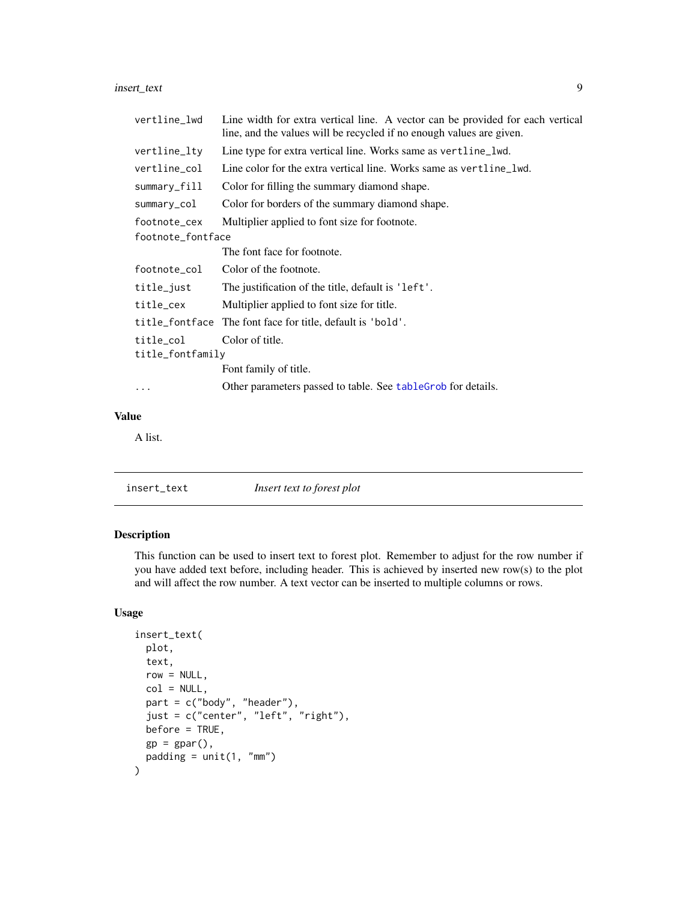| | |
|---|---|
| `vertline_lwd` | Line width for extra vertical line. A vector can be provided for each vertical line, and the values will be recycled if no enough values are given. |
| `vertline_lty` | Line type for extra vertical line. Works same as `vertline_lwd`. |
| `vertline_col` | Line color for the extra vertical line. Works same as `vertline_lwd`. |
| `summary_fill` | Color for filling the summary diamond shape. |
| `summary_col` | Color for borders of the summary diamond shape. |
| `footnote_cex` | Multiplier applied to font size for footnote. |
| `footnote_fontface` | The font face for footnote. |
| `footnote_col` | Color of the footnote. |
| `title_just` | The justification of the title, default is `'left'`. |
| `title_cex` | Multiplier applied to font size for title. |
| `title_fontface` | The font face for title, default is `'bold'`. |
| `title_col` | Color of title. |
| `title_fontfamily` | Font family of title. |
| `...` | Other parameters passed to table. See `tableGrob` for details. |

### Value

A list.

---

## `insert_text` *Insert text to forest plot*

### Description

This function can be used to insert text to forest plot. Remember to adjust for the row number if you have added text before, including header. This is achieved by inserted new row(s) to the plot and will affect the row number. A text vector can be inserted to multiple columns or rows.

### Usage

```
insert_text(
  plot,
  text,
  row = NULL,
  col = NULL,
  part = c("body", "header"),
  just = c("center", "left", "right"),
  before = TRUE,
  gp = gpar(),
  padding = unit(1, "mm")
)
```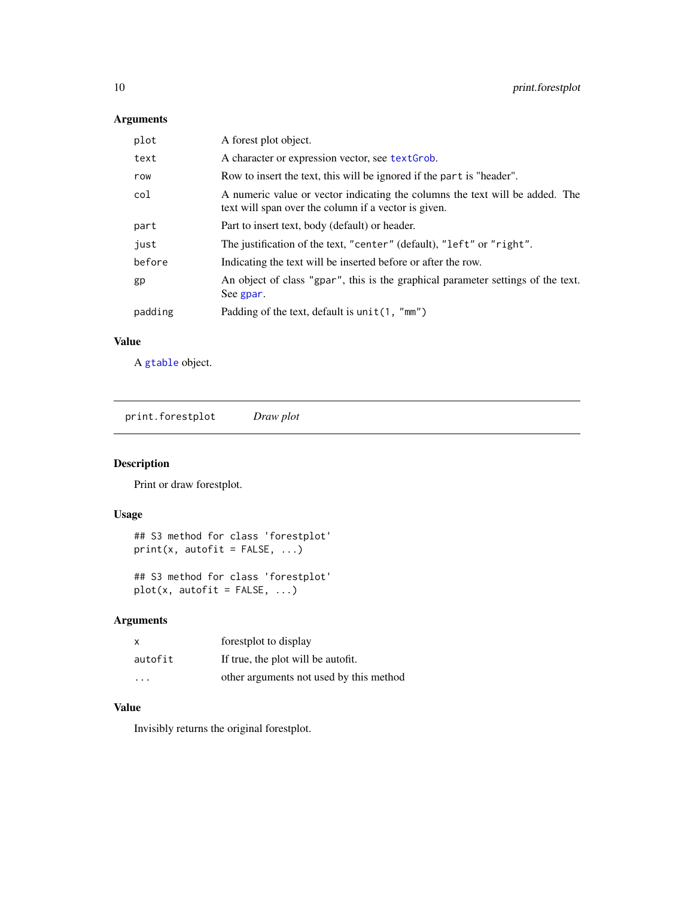### Arguments

| | |
|---|---|
| `plot` | A forest plot object. |
| `text` | A character or expression vector, see `textGrob`. |
| `row` | Row to insert the text, this will be ignored if the `part` is "header". |
| `col` | A numeric value or vector indicating the columns the text will be added. The text will span over the column if a vector is given. |
| `part` | Part to insert text, body (default) or header. |
| `just` | The justification of the text, `"center"` (default), `"left"` or `"right"`. |
| `before` | Indicating the text will be inserted before or after the row. |
| `gp` | An object of class `"gpar"`, this is the graphical parameter settings of the text. See `gpar`. |
| `padding` | Padding of the text, default is `unit(1, "mm")` |

### Value

A `gtable` object.

---

## print.forestplot — *Draw plot*

---

### Description

Print or draw forestplot.

### Usage

```
## S3 method for class 'forestplot'
print(x, autofit = FALSE, ...)

## S3 method for class 'forestplot'
plot(x, autofit = FALSE, ...)
```

### Arguments

| | |
|---|---|
| `x` | forestplot to display |
| `autofit` | If true, the plot will be autofit. |
| `...` | other arguments not used by this method |

### Value

Invisibly returns the original forestplot.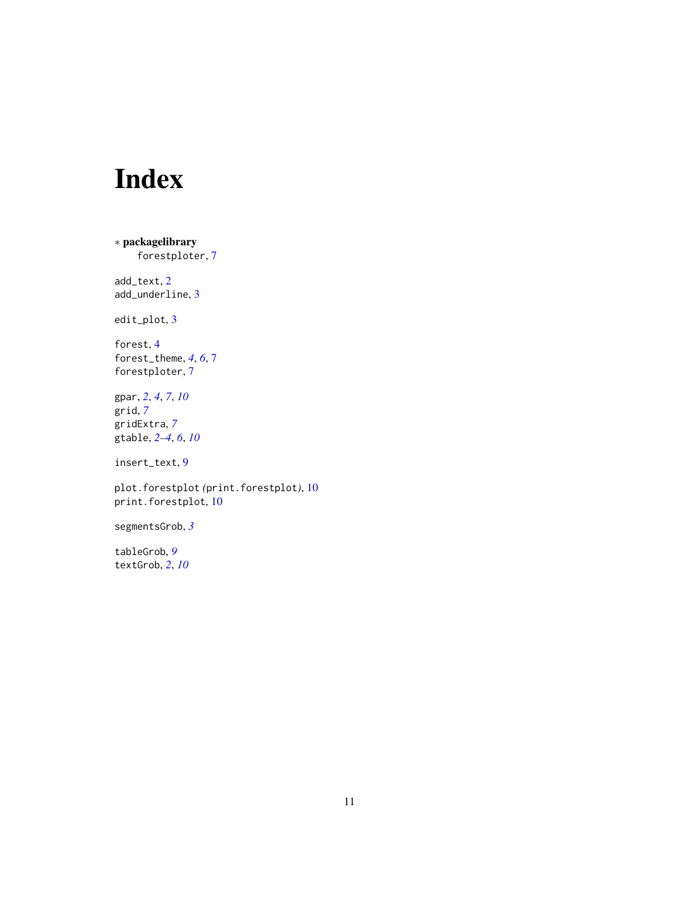# Index

∗ **packagelibrary**
    forestploter, 7

add_text, 2
add_underline, 3

edit_plot, 3

forest, 4
forest_theme, *4*, *6*, 7
forestploter, 7

gpar, *2*, *4*, *7*, *10*
grid, *7*
gridExtra, *7*
gtable, *2–4*, *6*, *10*

insert_text, 9

plot.forestplot *(*print.forestplot*)*, 10
print.forestplot, 10

segmentsGrob, *3*

tableGrob, *9*
textGrob, *2*, *10*